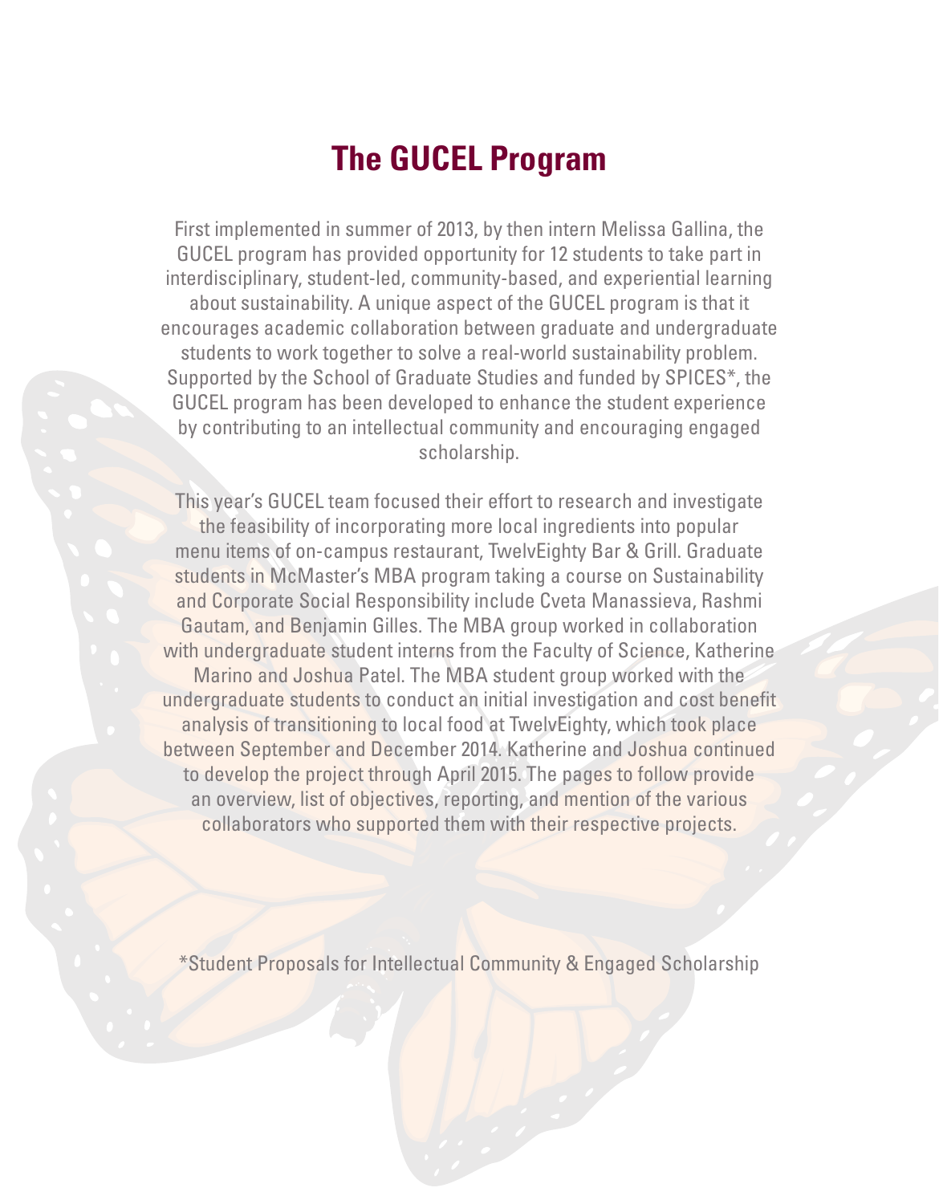# The GUCEL Program

First implemented in summer of 2013, by then intern Melissa Gallina, the GUCEL program has provided opportunity for 12 students to take part in interdisciplinary, student-led, community-based, and experiential learning about sustainability. A unique aspect of the GUCEL program is that it encourages academic collaboration between graduate and undergraduate students to work together to solve a real-world sustainability problem. Supported by the School of Graduate Studies and funded by SPICES*, the GUCEL program has been developed to enhance the student experience by contributing to an intellectual community and encouraging engaged scholarship.

This year's GUCEL team focused their effort to research and investigate the feasibility of incorporating more local ingredients into popular menu items of on-campus restaurant, TwelvEighty Bar & Grill. Graduate students in McMaster's MBA program taking a course on Sustainability and Corporate Social Responsibility include Cveta Manassieva, Rashmi Gautam, and Benjamin Gilles. The MBA group worked in collaboration with undergraduate student interns from the Faculty of Science, Katherine Marino and Joshua Patel. The MBA student group worked with the undergraduate students to conduct an initial investigation and cost benefit analysis of transitioning to local food at TwelvEighty, which took place between September and December 2014. Katherine and Joshua continued to develop the project through April 2015. The pages to follow provide an overview, list of objectives, reporting, and mention of the various collaborators who supported them with their respective projects.

*Student Proposals for Intellectual Community & Engaged Scholarship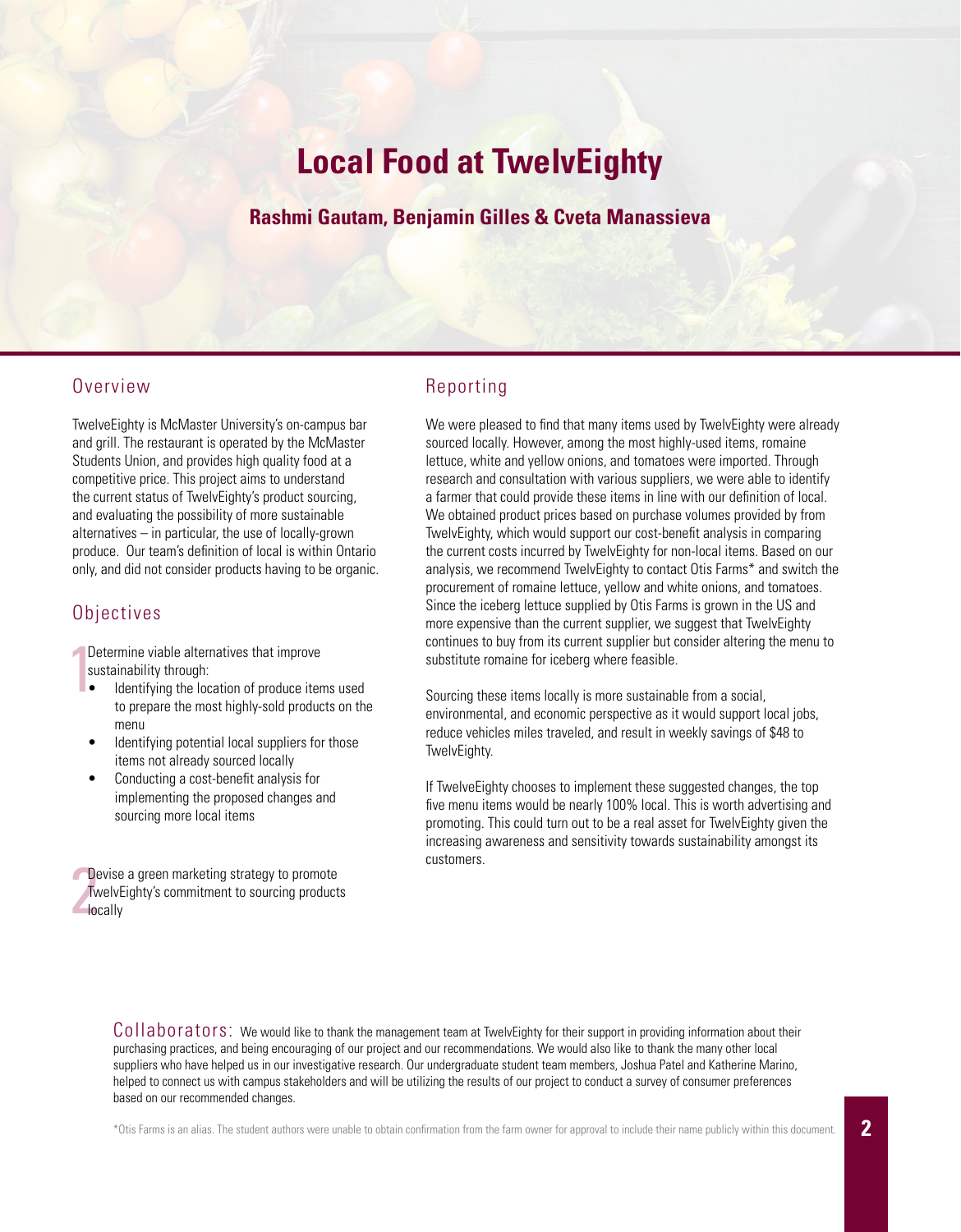# Local Food at TwelvEighty

**Rashmi Gautam, Benjamin Gilles & Cveta Manassieva**

## Overview

TwelveEighty is McMaster University's on-campus bar and grill. The restaurant is operated by the McMaster Students Union, and provides high quality food at a competitive price. This project aims to understand the current status of TwelvEighty's product sourcing, and evaluating the possibility of more sustainable alternatives – in particular, the use of locally-grown produce. Our team's definition of local is within Ontario only, and did not consider products having to be organic.

## Objectives

1. Determine viable alternatives that improve sustainability through:
   - Identifying the location of produce items used to prepare the most highly-sold products on the menu
   - Identifying potential local suppliers for those items not already sourced locally
   - Conducting a cost-benefit analysis for implementing the proposed changes and sourcing more local items

2. Devise a green marketing strategy to promote TwelvEighty's commitment to sourcing products locally

## Reporting

We were pleased to find that many items used by TwelvEighty were already sourced locally. However, among the most highly-used items, romaine lettuce, white and yellow onions, and tomatoes were imported. Through research and consultation with various suppliers, we were able to identify a farmer that could provide these items in line with our definition of local. We obtained product prices based on purchase volumes provided by from TwelvEighty, which would support our cost-benefit analysis in comparing the current costs incurred by TwelvEighty for non-local items. Based on our analysis, we recommend TwelvEighty to contact Otis Farms* and switch the procurement of romaine lettuce, yellow and white onions, and tomatoes. Since the iceberg lettuce supplied by Otis Farms is grown in the US and more expensive than the current supplier, we suggest that TwelvEighty continues to buy from its current supplier but consider altering the menu to substitute romaine for iceberg where feasible.

Sourcing these items locally is more sustainable from a social, environmental, and economic perspective as it would support local jobs, reduce vehicles miles traveled, and result in weekly savings of $48 to TwelvEighty.

If TwelveEighty chooses to implement these suggested changes, the top five menu items would be nearly 100% local. This is worth advertising and promoting. This could turn out to be a real asset for TwelvEighty given the increasing awareness and sensitivity towards sustainability amongst its customers.

**Collaborators:** We would like to thank the management team at TwelvEighty for their support in providing information about their purchasing practices, and being encouraging of our project and our recommendations. We would also like to thank the many other local suppliers who have helped us in our investigative research. Our undergraduate student team members, Joshua Patel and Katherine Marino, helped to connect us with campus stakeholders and will be utilizing the results of our project to conduct a survey of consumer preferences based on our recommended changes.

*Otis Farms is an alias. The student authors were unable to obtain confirmation from the farm owner for approval to include their name publicly within this document.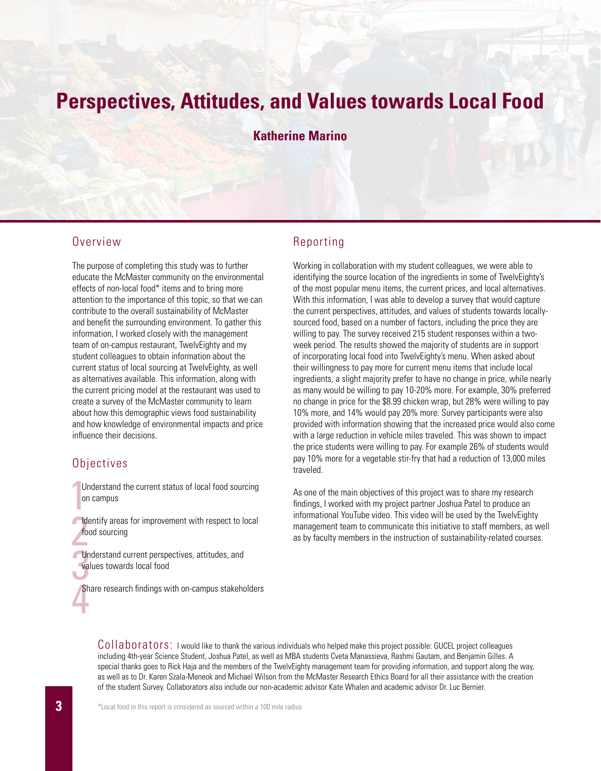# Perspectives, Attitudes, and Values towards Local Food

**Katherine Marino**

## Overview

The purpose of completing this study was to further educate the McMaster community on the environmental effects of non-local food* items and to bring more attention to the importance of this topic, so that we can contribute to the overall sustainability of McMaster and benefit the surrounding environment. To gather this information, I worked closely with the management team of on-campus restaurant, TwelvEighty and my student colleagues to obtain information about the current status of local sourcing at TwelvEighty, as well as alternatives available. This information, along with the current pricing model at the restaurant was used to create a survey of the McMaster community to learn about how this demographic views food sustainability and how knowledge of environmental impacts and price influence their decisions.

## Objectives

1. Understand the current status of local food sourcing on campus
2. Identify areas for improvement with respect to local food sourcing
3. Understand current perspectives, attitudes, and values towards local food
4. Share research findings with on-campus stakeholders

## Reporting

Working in collaboration with my student colleagues, we were able to identifying the source location of the ingredients in some of TwelvEighty's of the most popular menu items, the current prices, and local alternatives. With this information, I was able to develop a survey that would capture the current perspectives, attitudes, and values of students towards locally-sourced food, based on a number of factors, including the price they are willing to pay. The survey received 215 student responses within a two-week period. The results showed the majority of students are in support of incorporating local food into TwelvEighty's menu. When asked about their willingness to pay more for current menu items that include local ingredients, a slight majority prefer to have no change in price, while nearly as many would be willing to pay 10-20% more. For example, 30% preferred no change in price for the $8.99 chicken wrap, but 28% were willing to pay 10% more, and 14% would pay 20% more. Survey participants were also provided with information showing that the increased price would also come with a large reduction in vehicle miles traveled. This was shown to impact the price students were willing to pay. For example 26% of students would pay 10% more for a vegetable stir-fry that had a reduction of 13,000 miles traveled.

As one of the main objectives of this project was to share my research findings, I worked with my project partner Joshua Patel to produce an informational YouTube video. This video will be used by the TwelvEighty management team to communicate this initiative to staff members, as well as by faculty members in the instruction of sustainability-related courses.

Collaborators: I would like to thank the various individuals who helped make this project possible: GUCEL project colleagues including 4th-year Science Student, Joshua Patel, as well as MBA students Cveta Manassieva, Rashmi Gautam, and Benjamin Gilles. A special thanks goes to Rick Haja and the members of the TwelvEighty management team for providing information, and support along the way, as well as to Dr. Karen Szala-Meneok and Michael Wilson from the McMaster Research Ethics Board for all their assistance with the creation of the student Survey. Collaborators also include our non-academic advisor Kate Whalen and academic advisor Dr. Luc Bernier.

*Local food in this report is considered as sourced within a 100 mile radius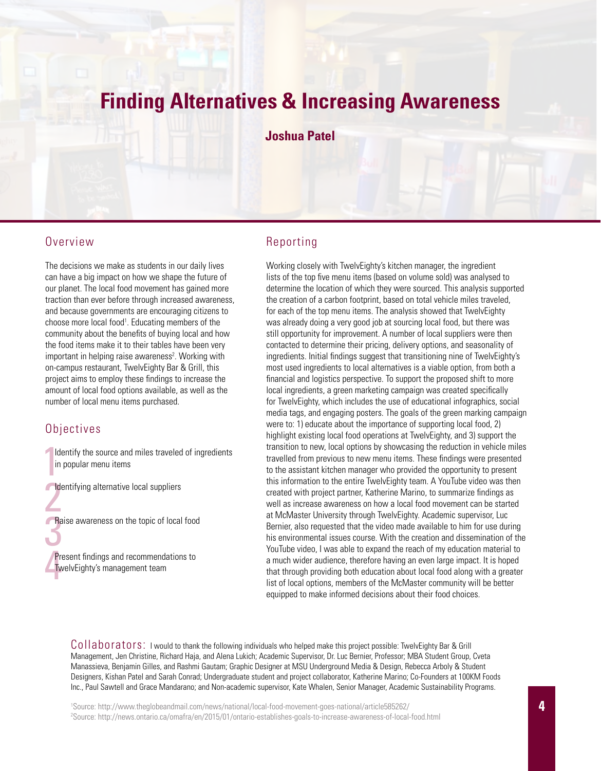# Finding Alternatives & Increasing Awareness

**Joshua Patel**

## Overview

The decisions we make as students in our daily lives can have a big impact on how we shape the future of our planet. The local food movement has gained more traction than ever before through increased awareness, and because governments are encouraging citizens to choose more local food[1]. Educating members of the community about the benefits of buying local and how the food items make it to their tables have been very important in helping raise awareness[2]. Working with on-campus restaurant, TwelvEighty Bar & Grill, this project aims to employ these findings to increase the amount of local food options available, as well as the number of local menu items purchased.

## Objectives

1. Identify the source and miles traveled of ingredients in popular menu items
2. Identifying alternative local suppliers
3. Raise awareness on the topic of local food
4. Present findings and recommendations to TwelvEighty's management team

## Reporting

Working closely with TwelvEighty's kitchen manager, the ingredient lists of the top five menu items (based on volume sold) was analysed to determine the location of which they were sourced. This analysis supported the creation of a carbon footprint, based on total vehicle miles traveled, for each of the top menu items. The analysis showed that TwelvEighty was already doing a very good job at sourcing local food, but there was still opportunity for improvement. A number of local suppliers were then contacted to determine their pricing, delivery options, and seasonality of ingredients. Initial findings suggest that transitioning nine of TwelvEighty's most used ingredients to local alternatives is a viable option, from both a financial and logistics perspective. To support the proposed shift to more local ingredients, a green marketing campaign was created specifically for TwelvEighty, which includes the use of educational infographics, social media tags, and engaging posters. The goals of the green marking campaign were to: 1) educate about the importance of supporting local food, 2) highlight existing local food operations at TwelvEighty, and 3) support the transition to new, local options by showcasing the reduction in vehicle miles travelled from previous to new menu items. These findings were presented to the assistant kitchen manager who provided the opportunity to present this information to the entire TwelvEighty team. A YouTube video was then created with project partner, Katherine Marino, to summarize findings as well as increase awareness on how a local food movement can be started at McMaster University through TwelvEighty. Academic supervisor, Luc Bernier, also requested that the video made available to him for use during his environmental issues course. With the creation and dissemination of the YouTube video, I was able to expand the reach of my education material to a much wider audience, therefore having an even large impact. It is hoped that through providing both education about local food along with a greater list of local options, members of the McMaster community will be better equipped to make informed decisions about their food choices.

**Collaborators:** I would to thank the following individuals who helped make this project possible: TwelvEighty Bar & Grill Management, Jen Christine, Richard Haja, and Alena Lukich; Academic Supervisor, Dr. Luc Bernier, Professor; MBA Student Group, Cveta Manassieva, Benjamin Gilles, and Rashmi Gautam; Graphic Designer at MSU Underground Media & Design, Rebecca Arboly & Student Designers, Kishan Patel and Sarah Conrad; Undergraduate student and project collaborator, Katherine Marino; Co-Founders at 100KM Foods Inc., Paul Sawtell and Grace Mandarano; and Non-academic supervisor, Kate Whalen, Senior Manager, Academic Sustainability Programs.

[1] Source: http://www.theglobeandmail.com/news/national/local-food-movement-goes-national/article585262/

[2] Source: http://news.ontario.ca/omafra/en/2015/01/ontario-establishes-goals-to-increase-awareness-of-local-food.html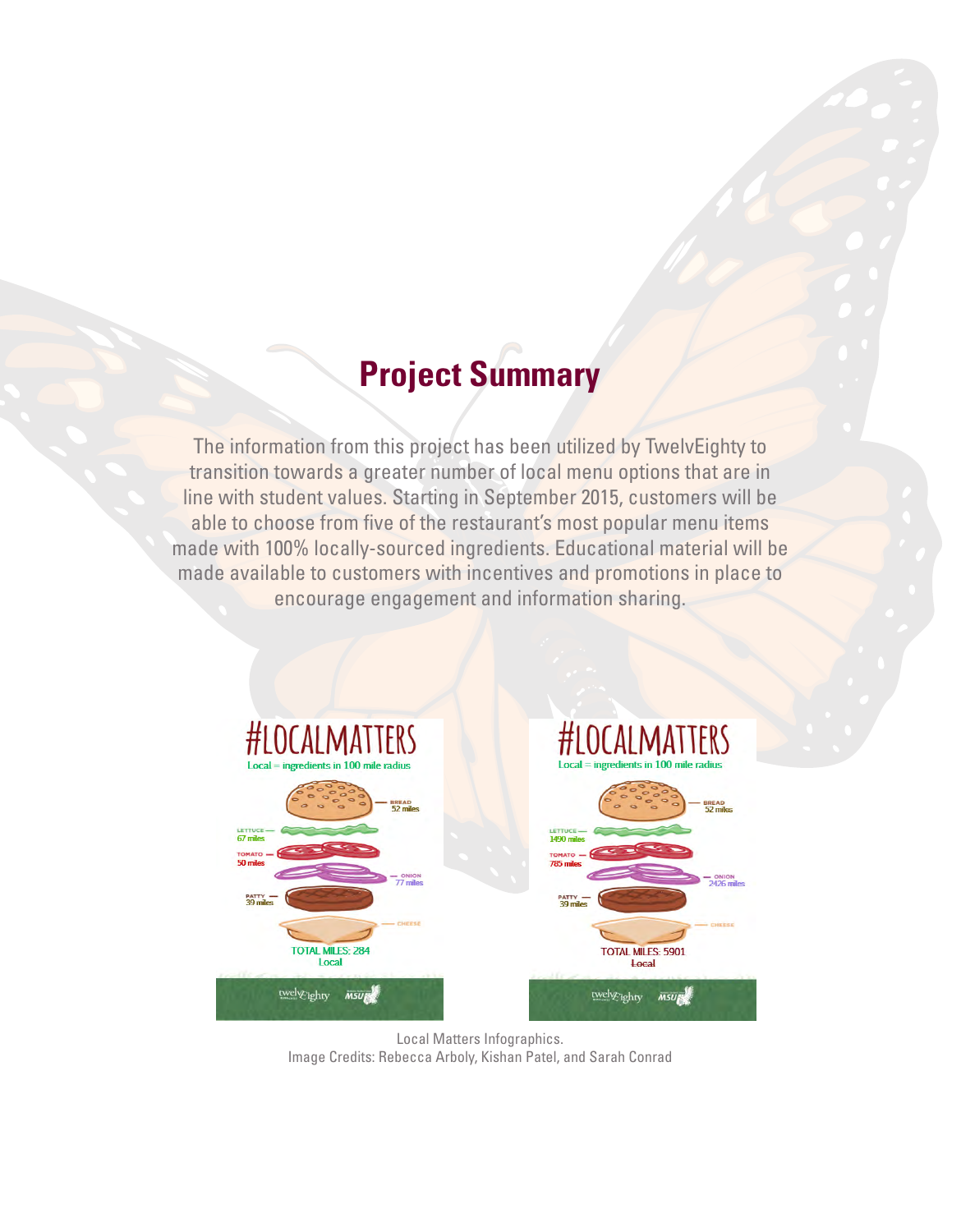## Project Summary

The information from this project has been utilized by TwelvEighty to transition towards a greater number of local menu options that are in line with student values. Starting in September 2015, customers will be able to choose from five of the restaurant's most popular menu items made with 100% locally-sourced ingredients. Educational material will be made available to customers with incentives and promotions in place to encourage engagement and information sharing.

#LOCALMATTERS

Local = ingredients in 100 mile radius

BREAD 52 miles
LETTUCE 67 miles
TOMATO 50 miles
ONION 77 miles
PATTY 39 miles
CHEESE

TOTAL MILES: 284
Local

#LOCALMATTERS

Local = ingredients in 100 mile radius

BREAD 52 miles
LETTUCE 1490 miles
TOMATO 785 miles
ONION 2426 miles
PATTY 39 miles
CHEESE

TOTAL MILES: 5901
~~Local~~

Local Matters Infographics.
Image Credits: Rebecca Arboly, Kishan Patel, and Sarah Conrad